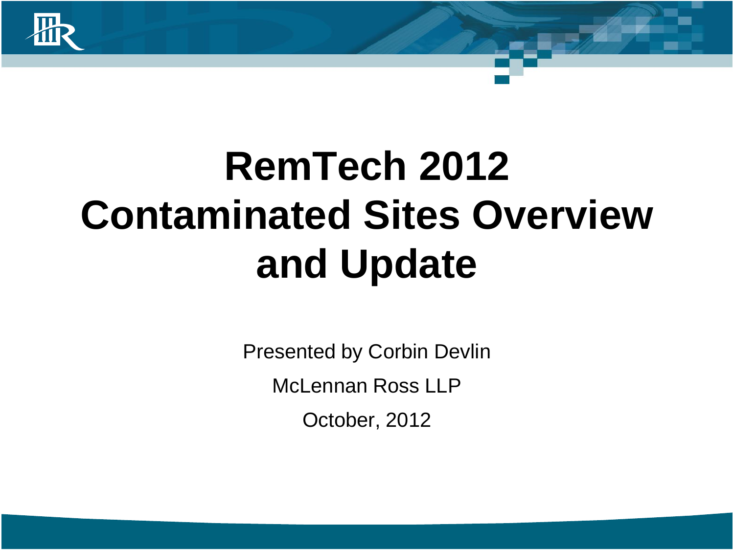# RemTech 2012 Contaminated Sites Overview and Update

Presented by Corbin Devlin

McLennan Ross LLP

October, 2012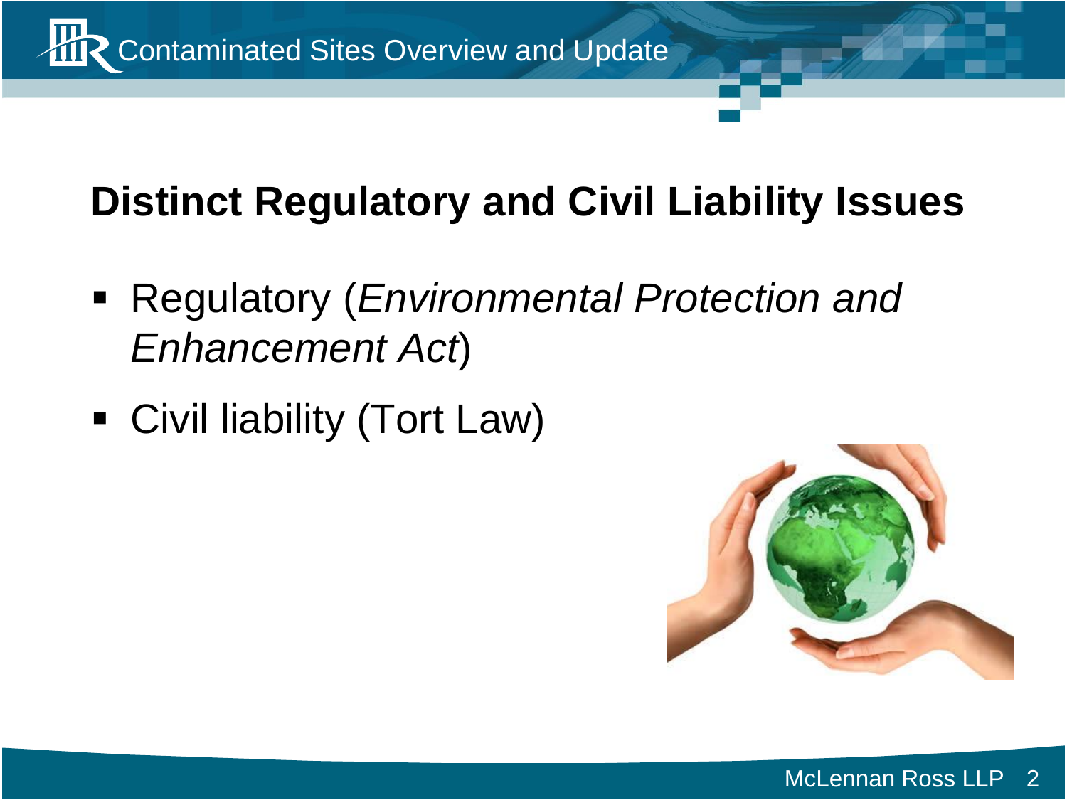## Distinct Regulatory and Civil Liability Issues

- Regulatory (*Environmental Protection and Enhancement Act*)
- Civil liability (Tort Law)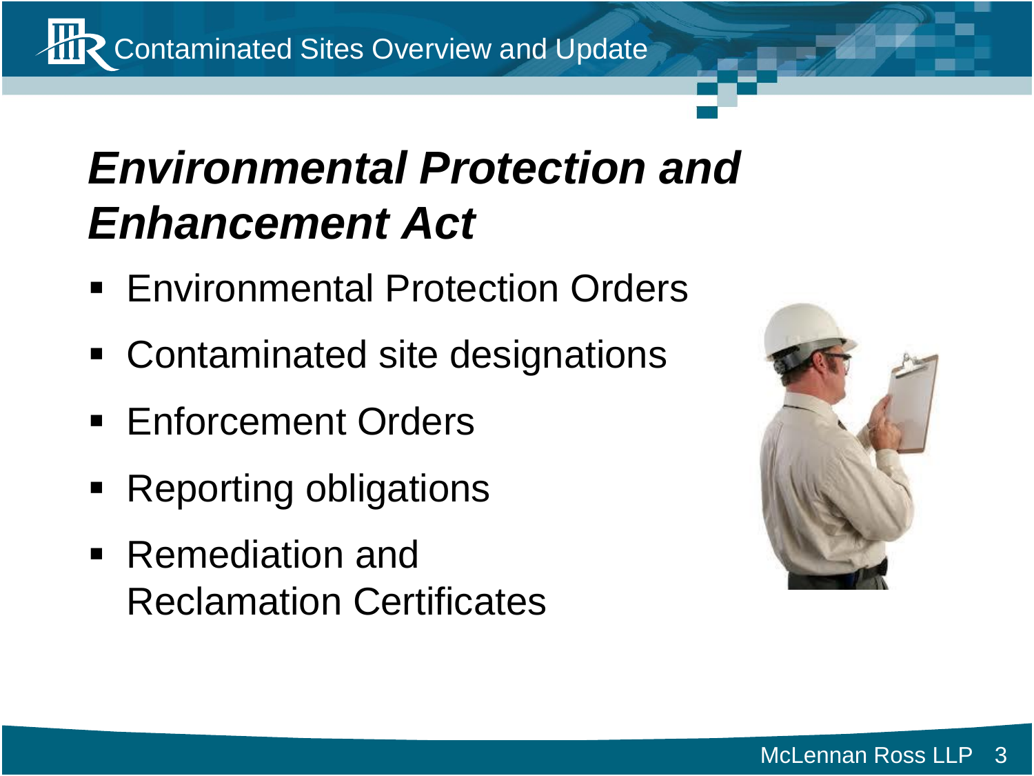# *Environmental Protection and Enhancement Act*

- Environmental Protection Orders
- Contaminated site designations
- Enforcement Orders
- Reporting obligations
- Remediation and Reclamation Certificates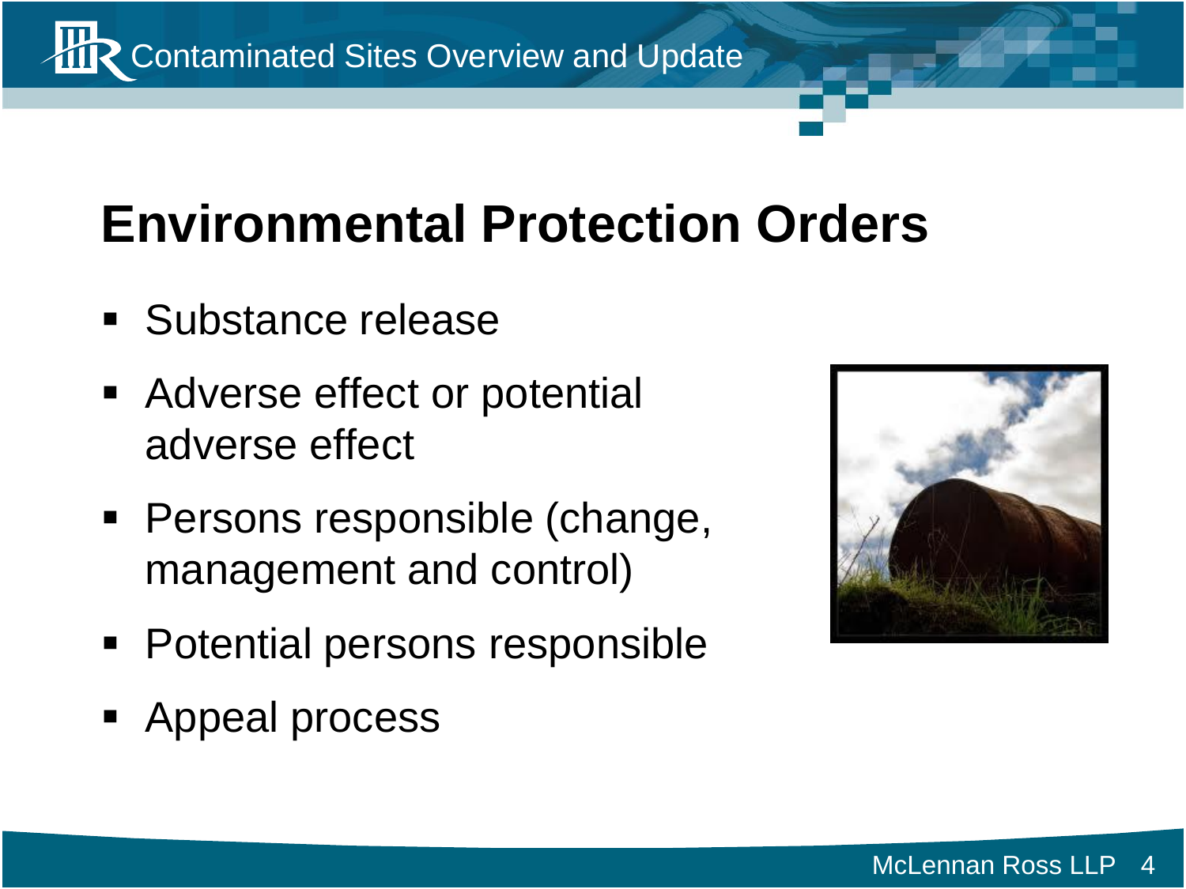# Environmental Protection Orders

- Substance release
- Adverse effect or potential adverse effect
- Persons responsible (change, management and control)
- Potential persons responsible
- Appeal process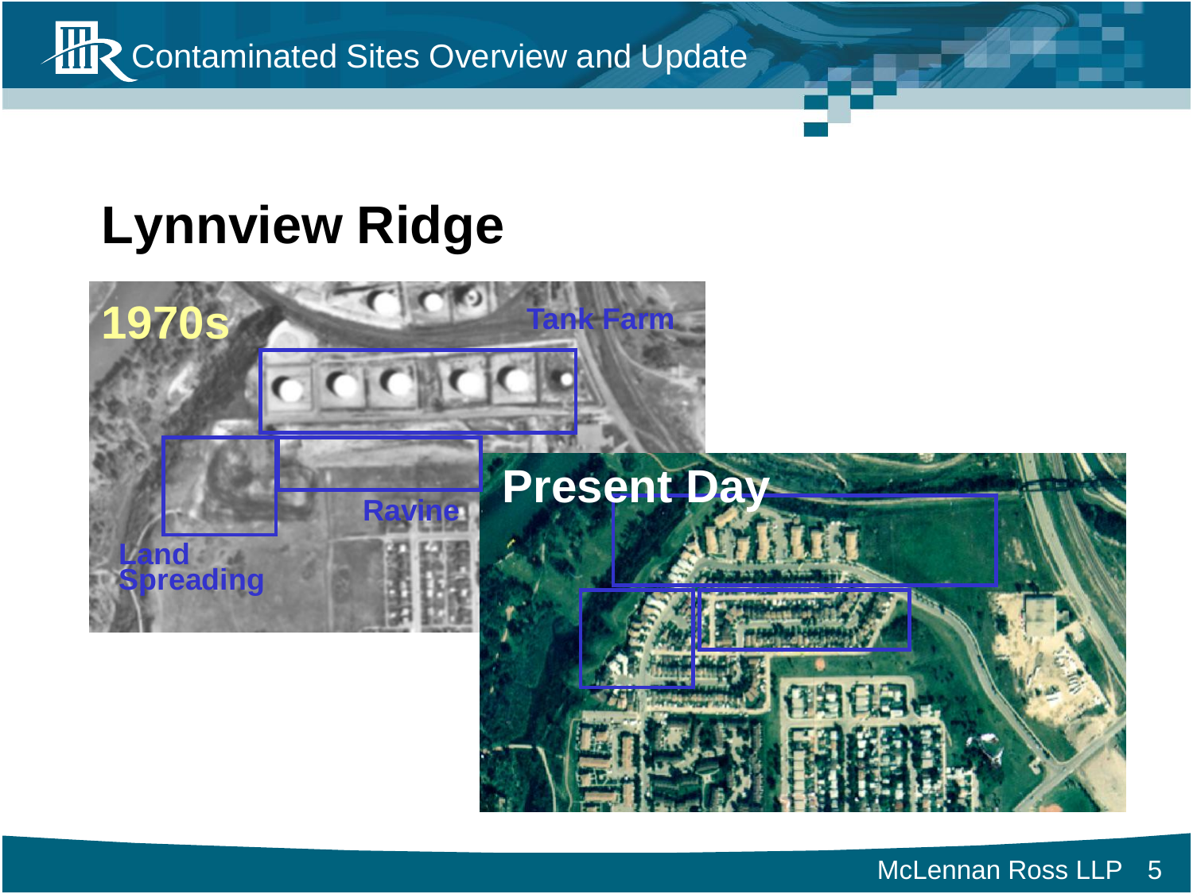# Lynnview Ridge

1970s

Tank Farm

Ravine

Land Spreading

Present Day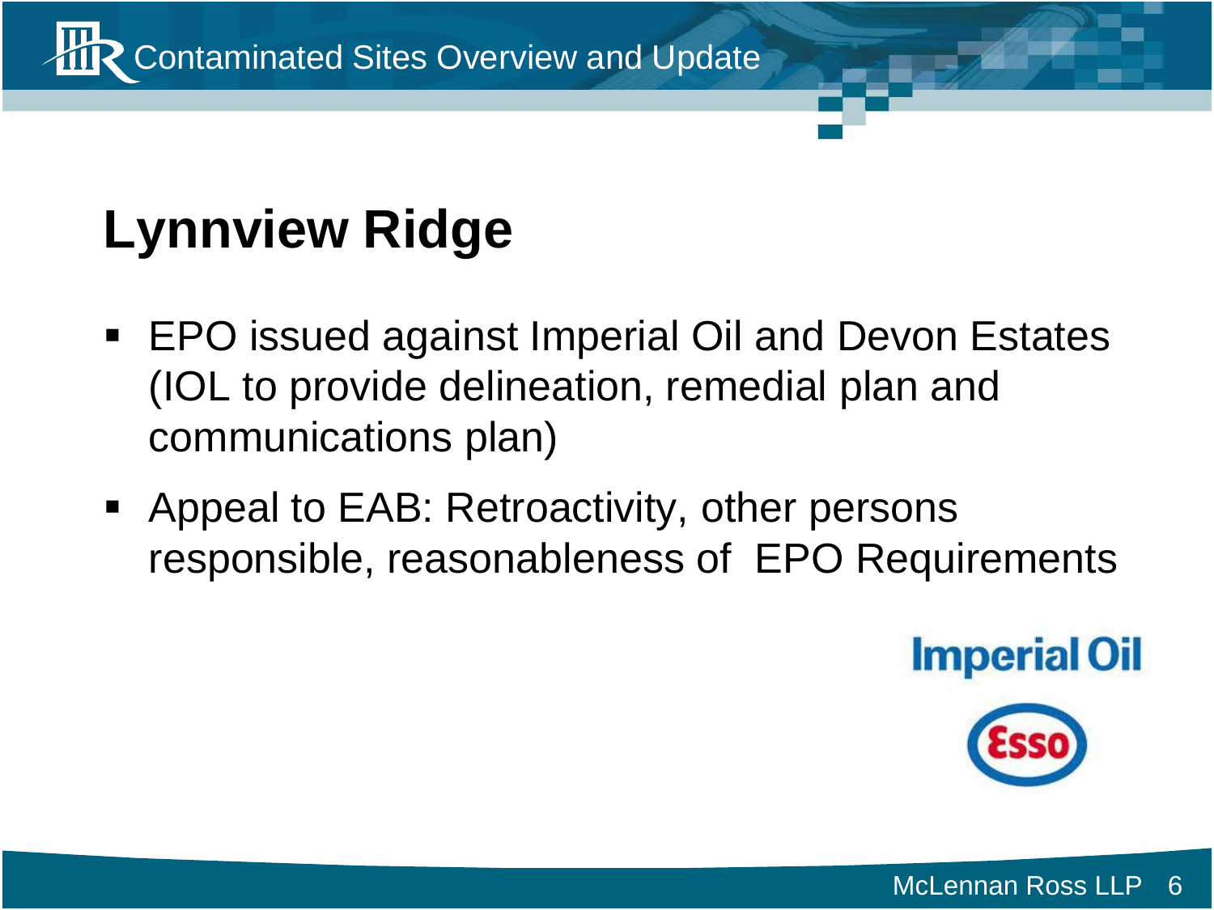# Lynnview Ridge

- EPO issued against Imperial Oil and Devon Estates (IOL to provide delineation, remedial plan and communications plan)
- Appeal to EAB: Retroactivity, other persons responsible, reasonableness of EPO Requirements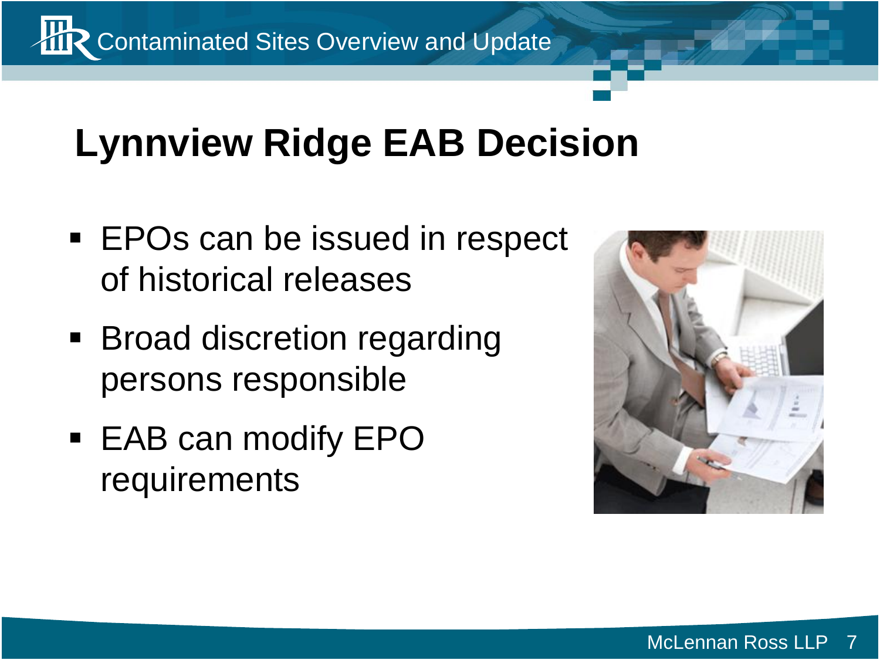# Lynnview Ridge EAB Decision

- EPOs can be issued in respect of historical releases
- Broad discretion regarding persons responsible
- EAB can modify EPO requirements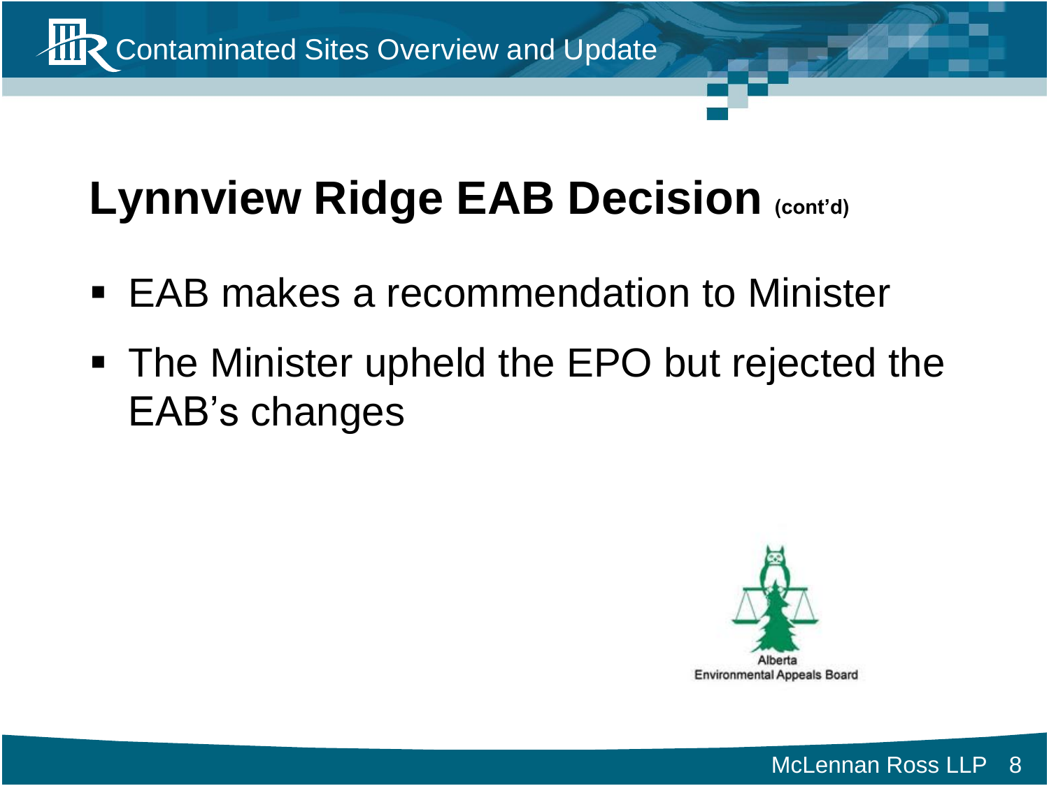## Lynnview Ridge EAB Decision (cont'd)

- EAB makes a recommendation to Minister
- The Minister upheld the EPO but rejected the EAB's changes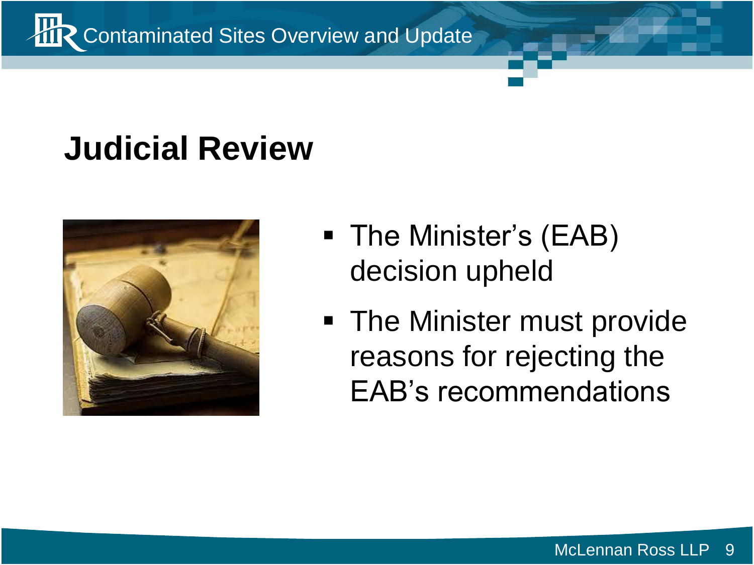# Judicial Review

- The Minister's (EAB) decision upheld
- The Minister must provide reasons for rejecting the EAB's recommendations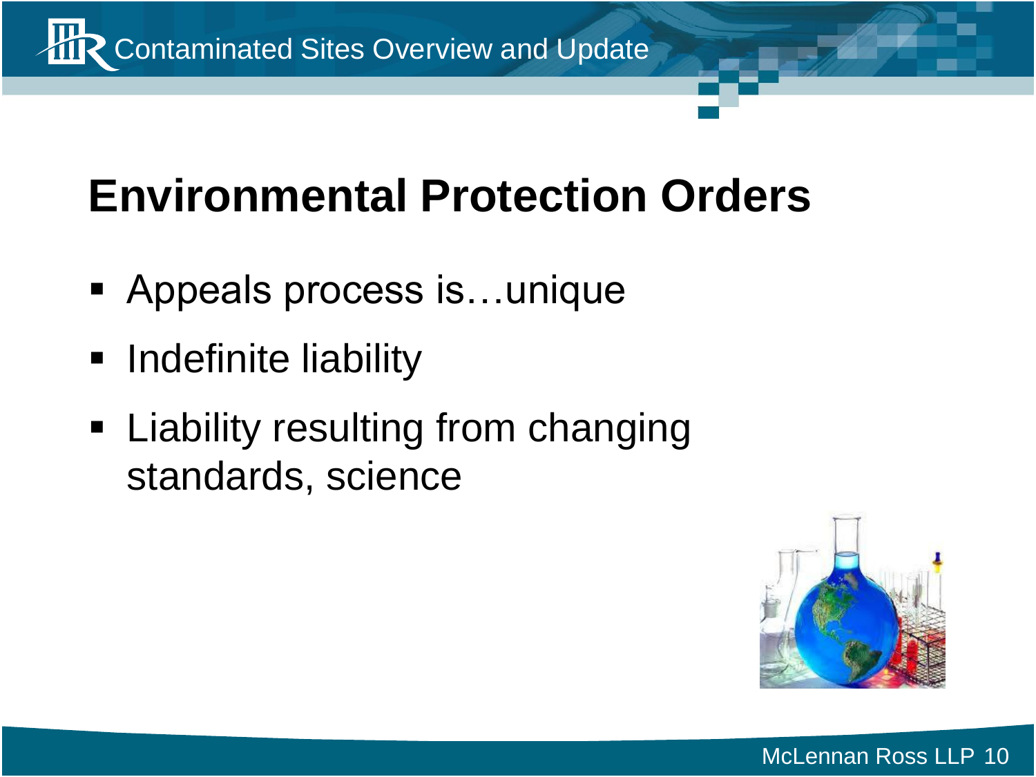# Environmental Protection Orders

- Appeals process is…unique
- Indefinite liability
- Liability resulting from changing standards, science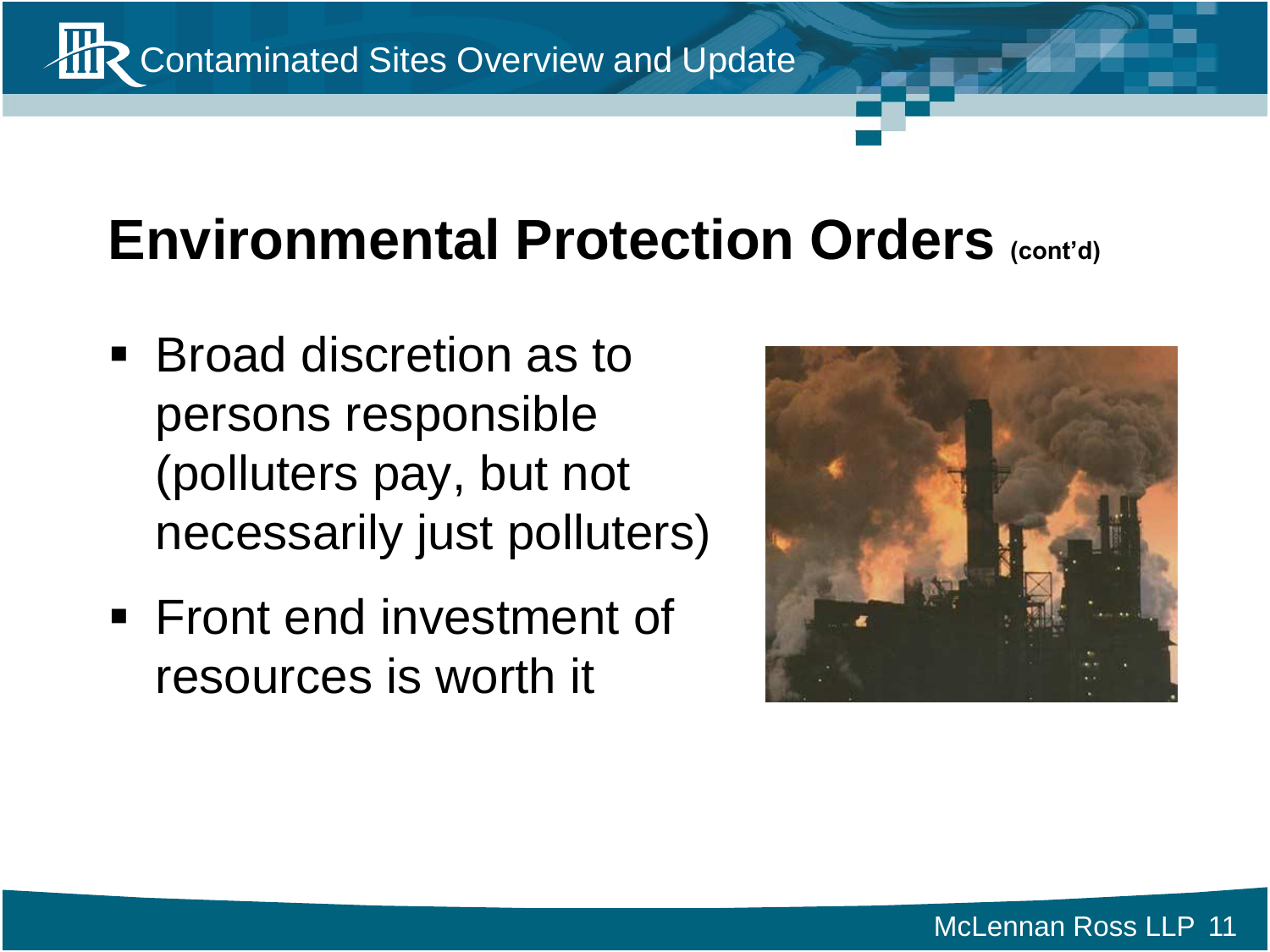## Environmental Protection Orders (cont'd)

- Broad discretion as to persons responsible (polluters pay, but not necessarily just polluters)
- Front end investment of resources is worth it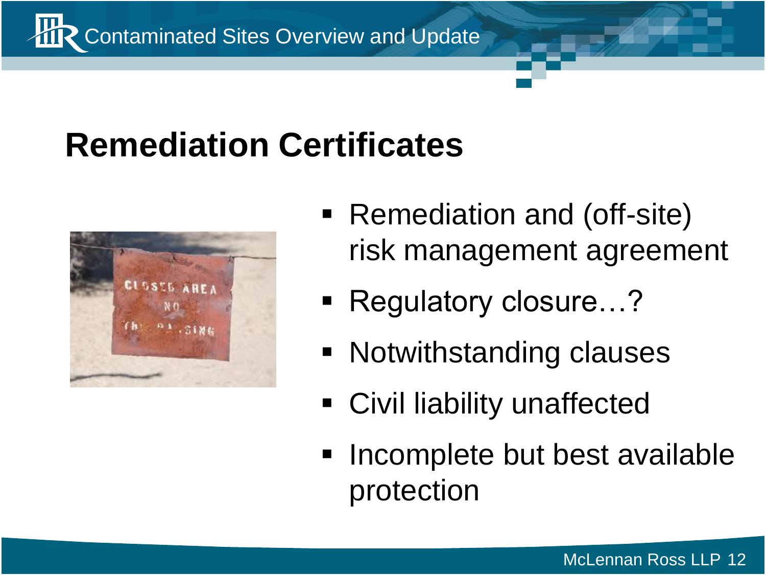# Remediation Certificates

- Remediation and (off-site) risk management agreement
- Regulatory closure…?
- Notwithstanding clauses
- Civil liability unaffected
- Incomplete but best available protection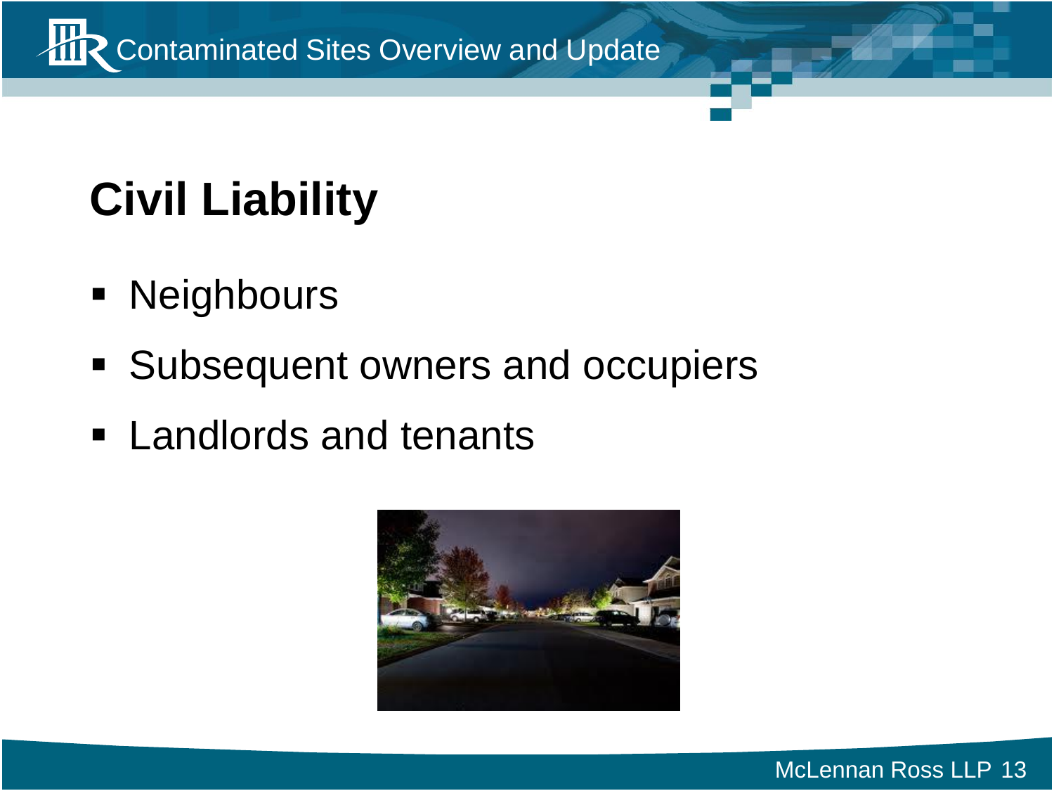# Civil Liability

- Neighbours
- Subsequent owners and occupiers
- Landlords and tenants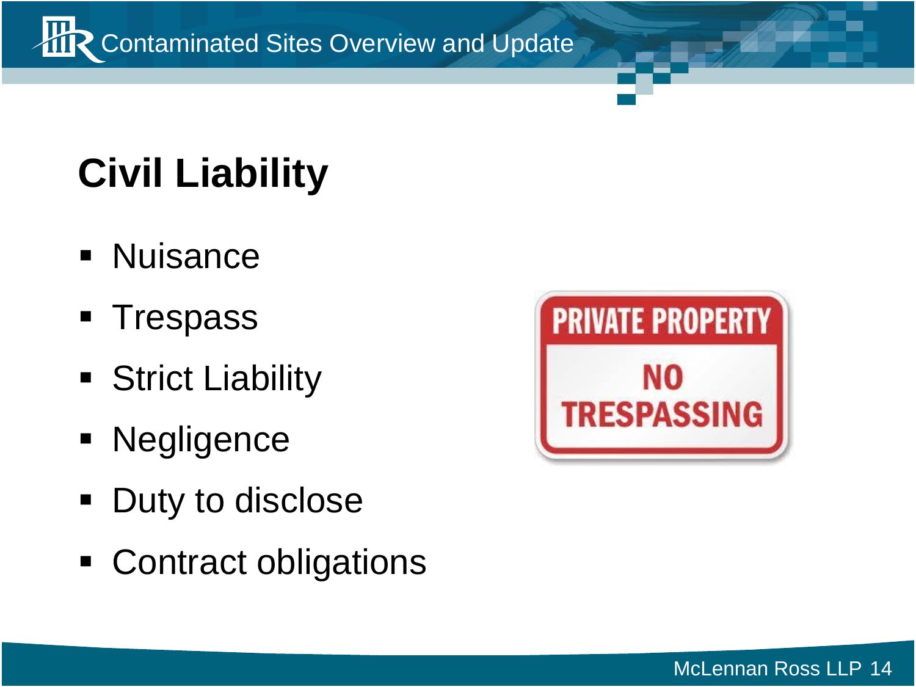# Civil Liability

- Nuisance
- Trespass
- Strict Liability
- Negligence
- Duty to disclose
- Contract obligations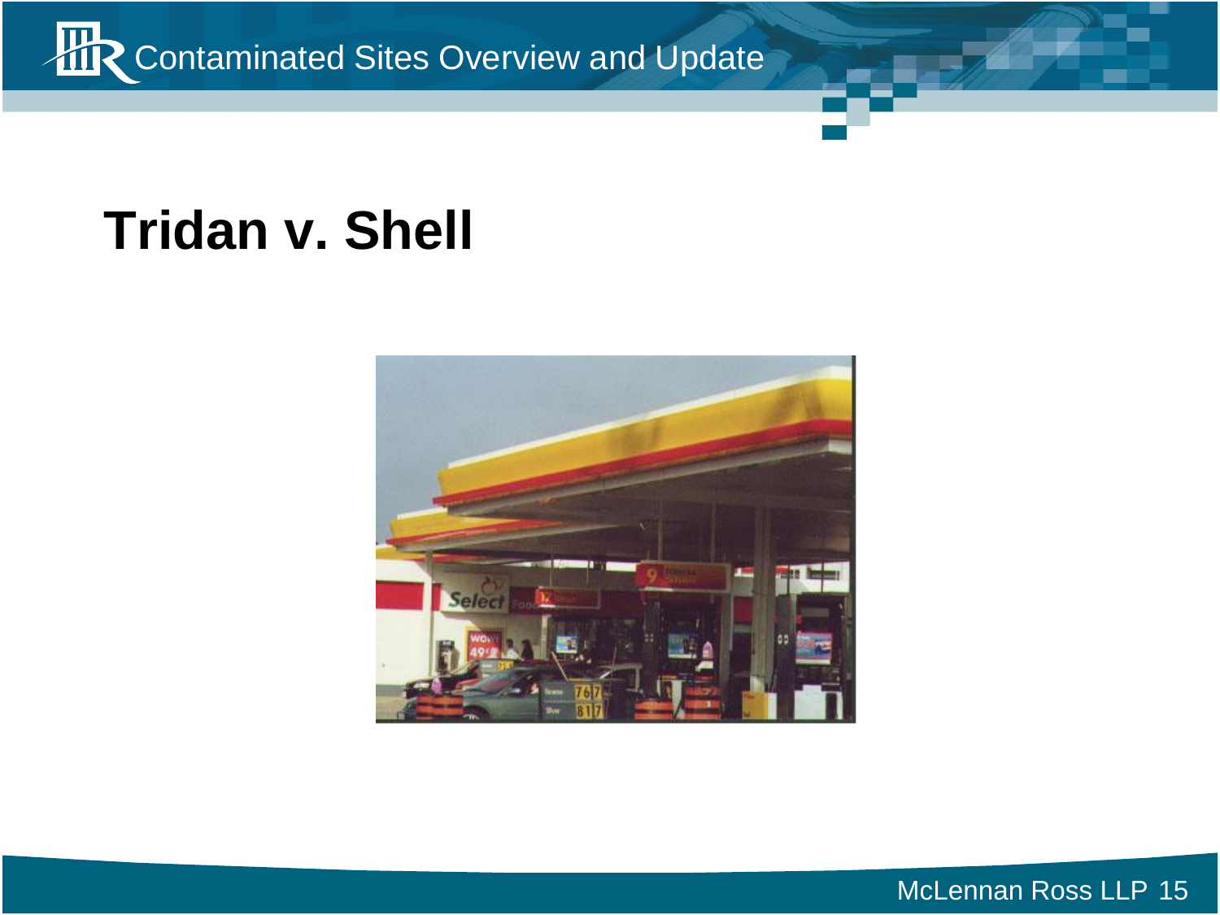# Tridan v. Shell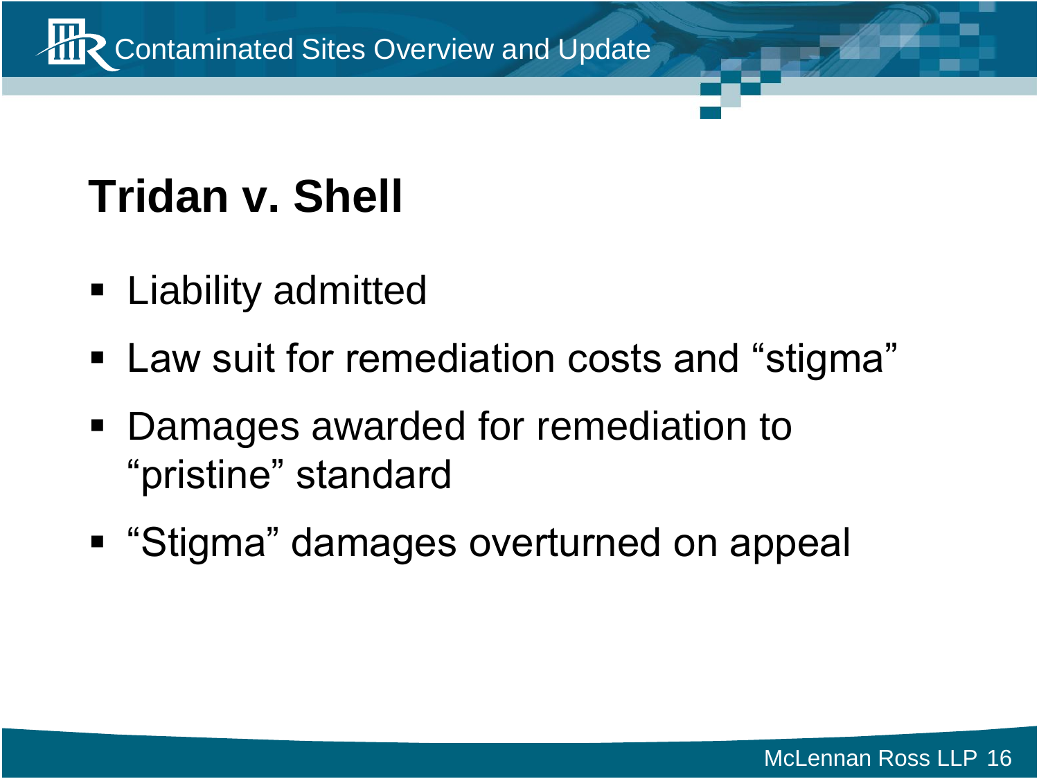# Tridan v. Shell

- Liability admitted
- Law suit for remediation costs and "stigma"
- Damages awarded for remediation to "pristine" standard
- "Stigma" damages overturned on appeal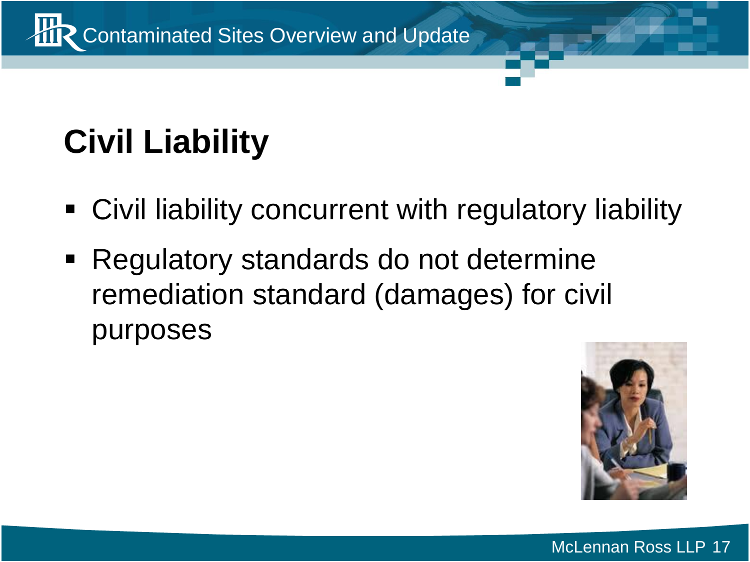# Civil Liability

- Civil liability concurrent with regulatory liability
- Regulatory standards do not determine remediation standard (damages) for civil purposes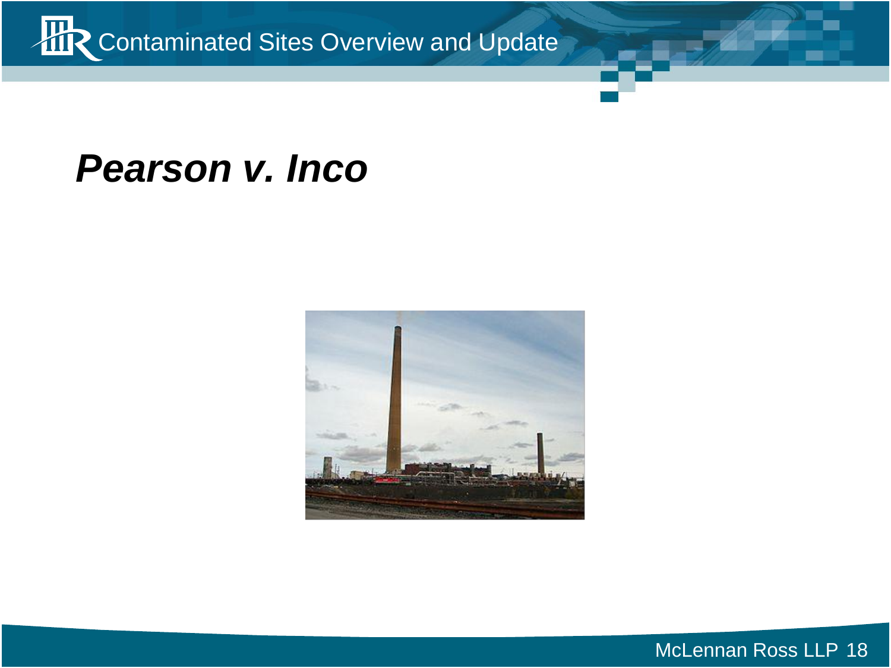# ***Pearson v. Inco***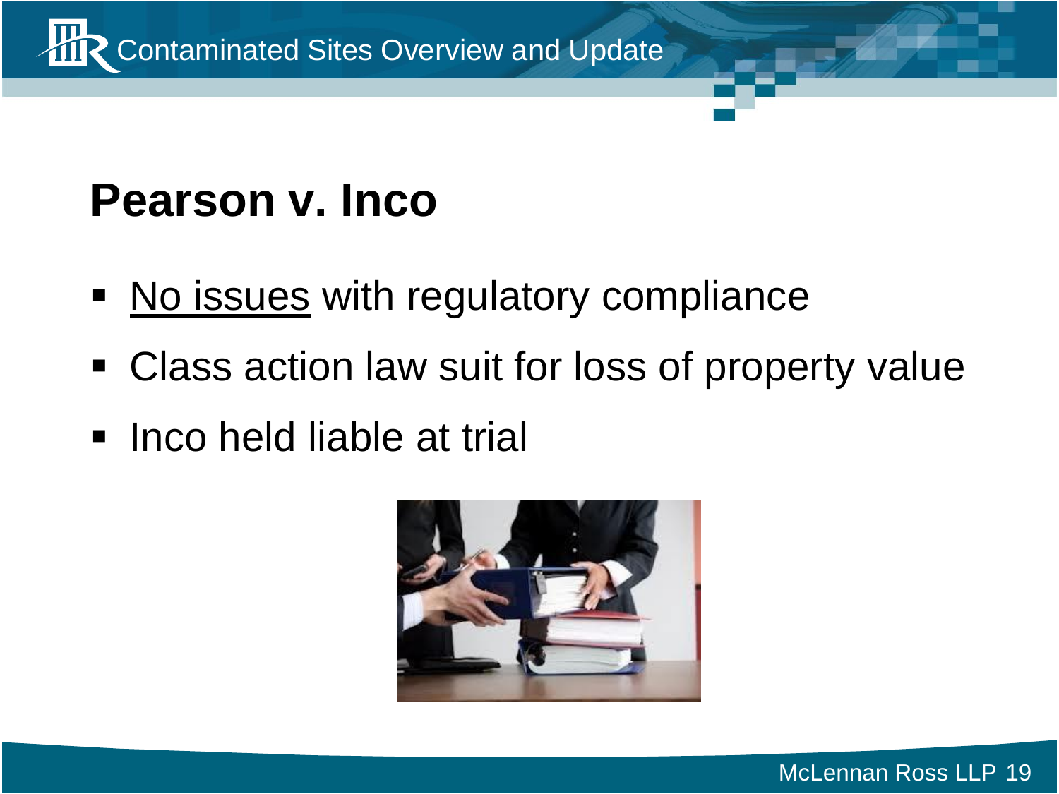# Pearson v. Inco

- <u>No issues</u> with regulatory compliance
- Class action law suit for loss of property value
- Inco held liable at trial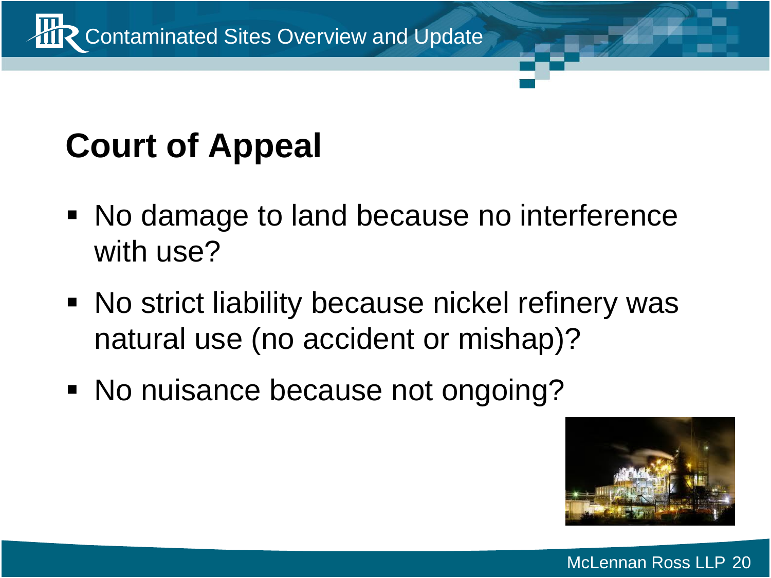# Court of Appeal

- No damage to land because no interference with use?
- No strict liability because nickel refinery was natural use (no accident or mishap)?
- No nuisance because not ongoing?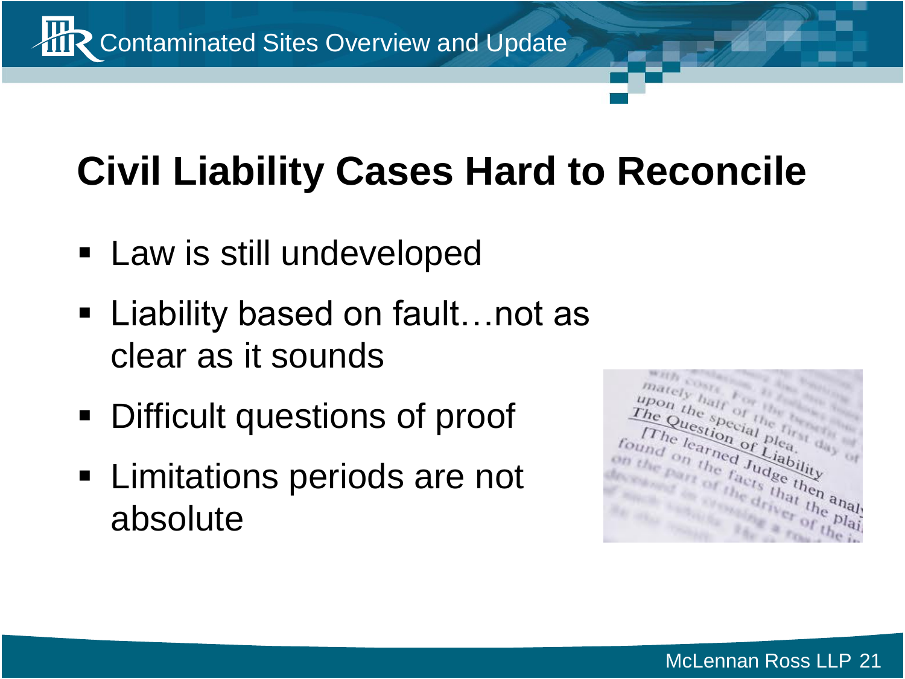# Civil Liability Cases Hard to Reconcile

- Law is still undeveloped
- Liability based on fault…not as clear as it sounds
- Difficult questions of proof
- Limitations periods are not absolute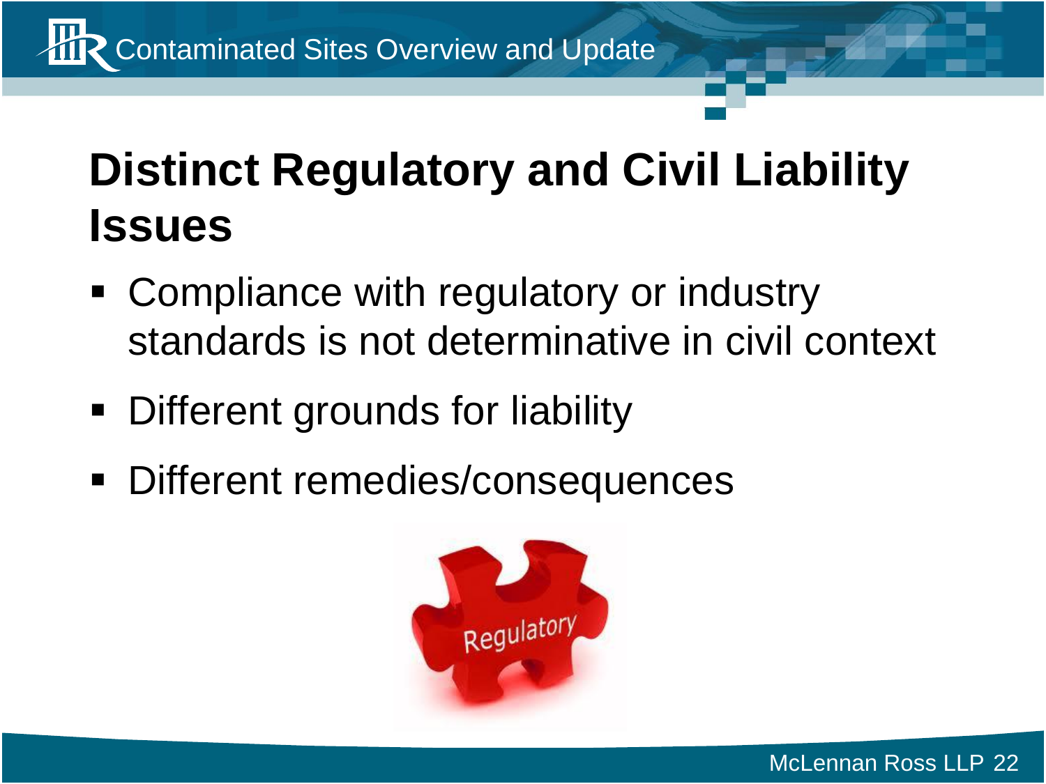# Distinct Regulatory and Civil Liability Issues

- Compliance with regulatory or industry standards is not determinative in civil context
- Different grounds for liability
- Different remedies/consequences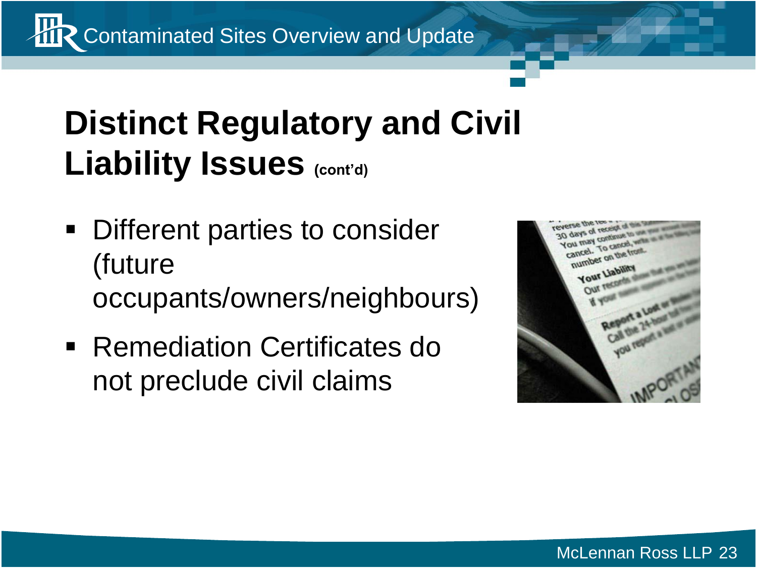# Distinct Regulatory and Civil Liability Issues (cont'd)

- Different parties to consider (future occupants/owners/neighbours)
- Remediation Certificates do not preclude civil claims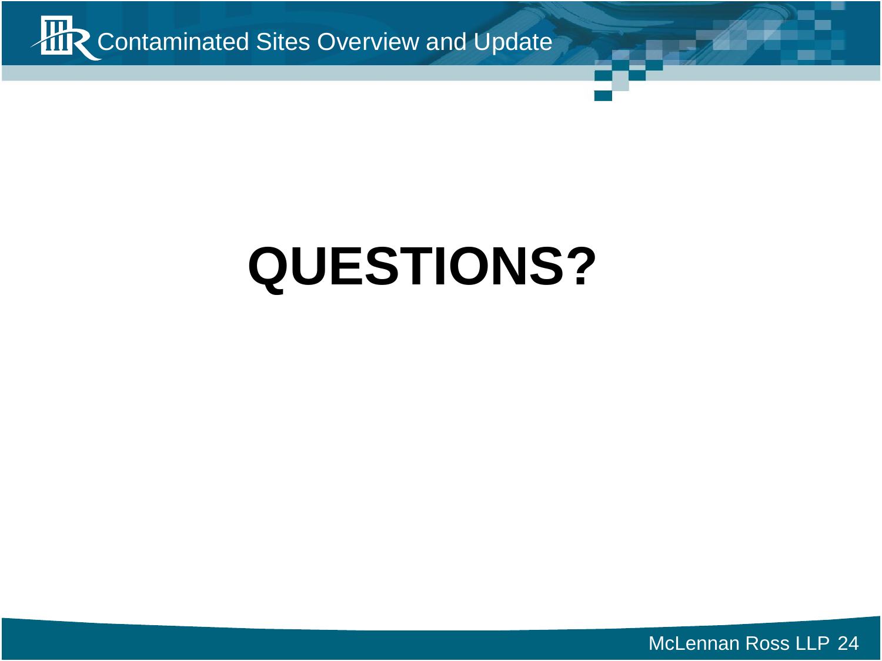# QUESTIONS?